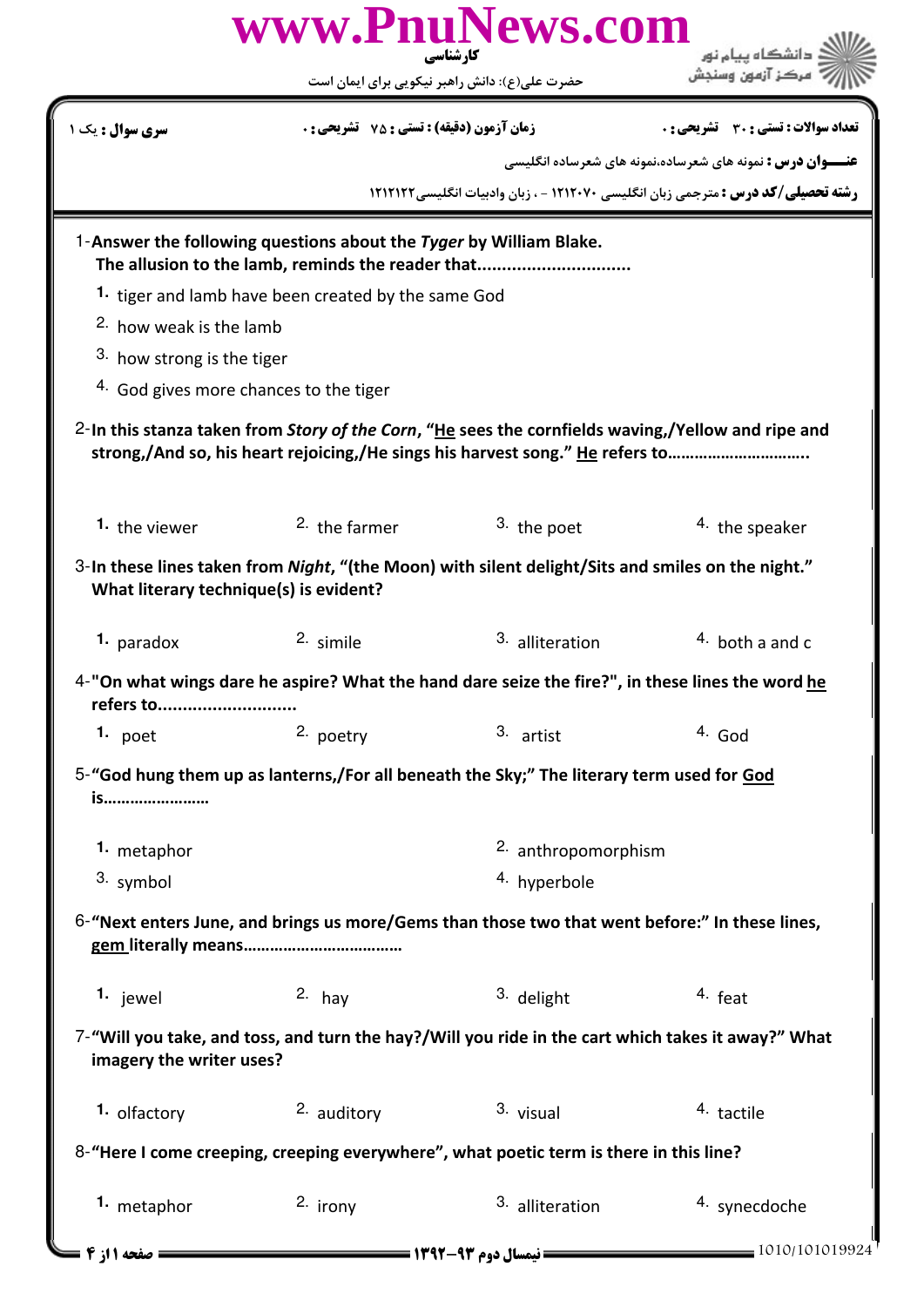www.PnuNews.com

کارشناسی

حضرت علی(ع): دانش راهبر نیکویی برای ایمان است

دانشگاه پیام نور
مرکز آزمون وسنجش

**تعداد سوالات : تستی : ۳۰ تشریحی : ۰** **زمان آزمون (دقیقه) : تستی : ۷۵ تشریحی : ۰** **سری سوال : یک ۱**

**عنـــوان درس :** نمونه های شعرساده،نمونه های شعرساده انگلیسی

**رشته تحصیلی/کد درس :** مترجمی زبان انگلیسی ۱۲۱۲۰۷۰ - ، زبان وادبیات انگلیسی۱۲۱۲۱۲۲

1-**Answer the following questions about the *Tyger* by William Blake. The allusion to the lamb, reminds the reader that..............................**

1. tiger and lamb have been created by the same God
2. how weak is the lamb
3. how strong is the tiger
4. God gives more chances to the tiger

2-**In this stanza taken from *Story of the Corn*, "<u>He</u> sees the cornfields waving,/Yellow and ripe and strong,/And so, his heart rejoicing,/He sings his harvest song." <u>He</u> refers to..............................**

1. the viewer
2. the farmer
3. the poet
4. the speaker

3-**In these lines taken from *Night*, "(the Moon) with silent delight/Sits and smiles on the night." What literary technique(s) is evident?**

1. paradox
2. simile
3. alliteration
4. both a and c

4-**"On what wings dare he aspire? What the hand dare seize the fire?", in these lines the word <u>he</u> refers to............................**

1. poet
2. poetry
3. artist
4. God

5-**"God hung them up as lanterns,/For all beneath the Sky;" The literary term used for <u>God</u> is……………………**

1. metaphor
2. anthropomorphism
3. symbol
4. hyperbole

6-**"Next enters June, and brings us more/Gems than those two that went before:" In these lines, <u>gem</u> literally means………………………………**

1. jewel
2. hay
3. delight
4. feat

7-**"Will you take, and toss, and turn the hay?/Will you ride in the cart which takes it away?" What imagery the writer uses?**

1. olfactory
2. auditory
3. visual
4. tactile

8-**"Here I come creeping, creeping everywhere", what poetic term is there in this line?**

1. metaphor
2. irony
3. alliteration
4. synecdoche

نیمسال دوم ۹۳-۱۳۹۲

1010/101019924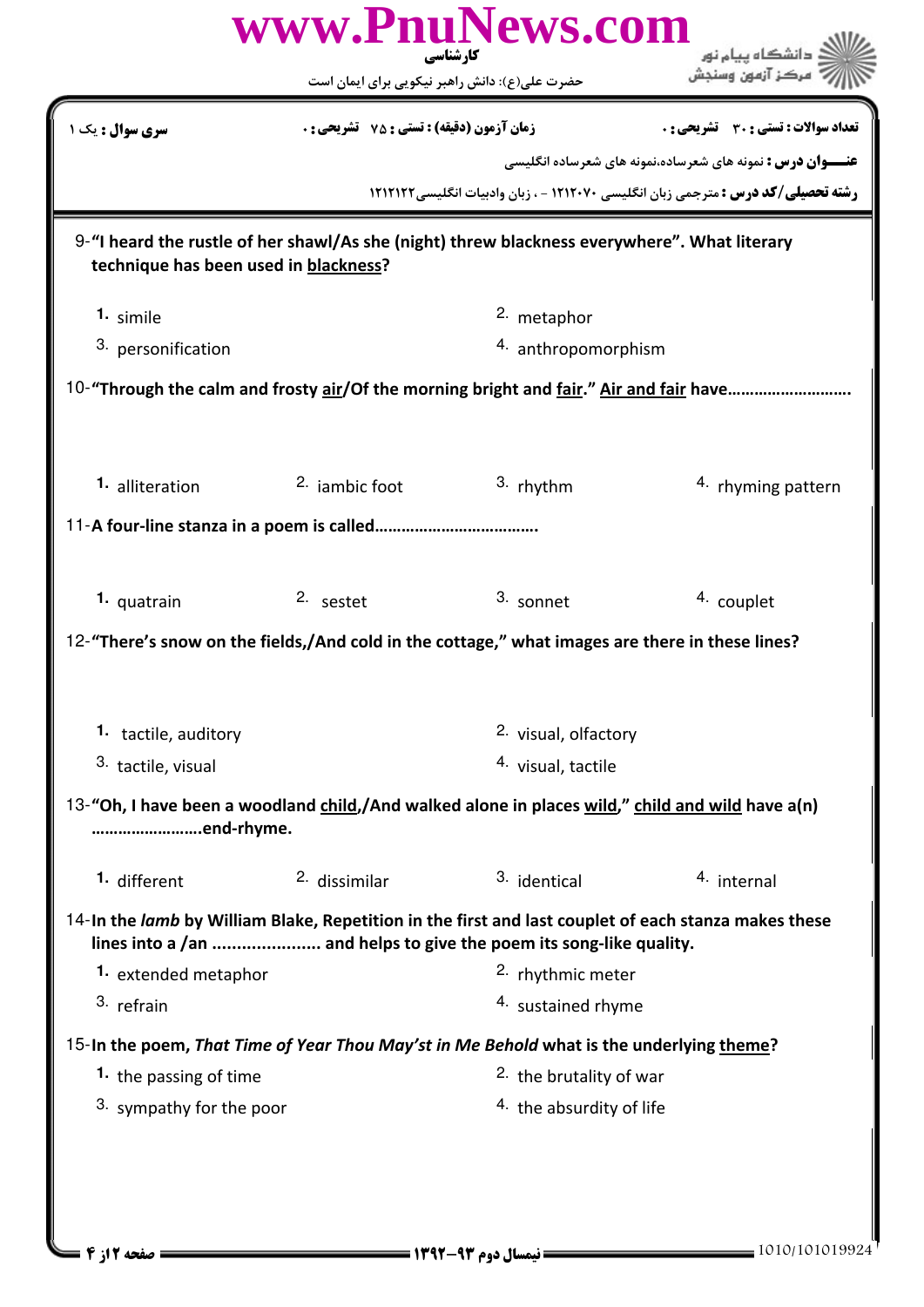9-**"I heard the rustle of her shawl/As she (night) threw blackness everywhere". What literary technique has been used in <u>blackness</u>?**

1. simile
2. metaphor
3. personification
4. anthropomorphism

10-**"Through the calm and frosty <u>air</u>/Of the morning bright and <u>fair</u>." <u>Air and fair</u> have...........................**

1. alliteration
2. iambic foot
3. rhythm
4. rhyming pattern

11-**A four-line stanza in a poem is called...................................**

1. quatrain
2. sestet
3. sonnet
4. couplet

12-**"There's snow on the fields,/And cold in the cottage," what images are there in these lines?**

1. tactile, auditory
2. visual, olfactory
3. tactile, visual
4. visual, tactile

13-**"Oh, I have been a woodland <u>child</u>,/And walked alone in places <u>wild</u>," <u>child and wild</u> have a(n) ........................end-rhyme.**

1. different
2. dissimilar
3. identical
4. internal

14-**In the *lamb* by William Blake, Repetition in the first and last couplet of each stanza makes these lines into a /an ...................... and helps to give the poem its song-like quality.**

1. extended metaphor
2. rhythmic meter
3. refrain
4. sustained rhyme

15-**In the poem, *That Time of Year Thou May'st in Me Behold* what is the underlying <u>theme</u>?**

1. the passing of time
2. the brutality of war
3. sympathy for the poor
4. the absurdity of life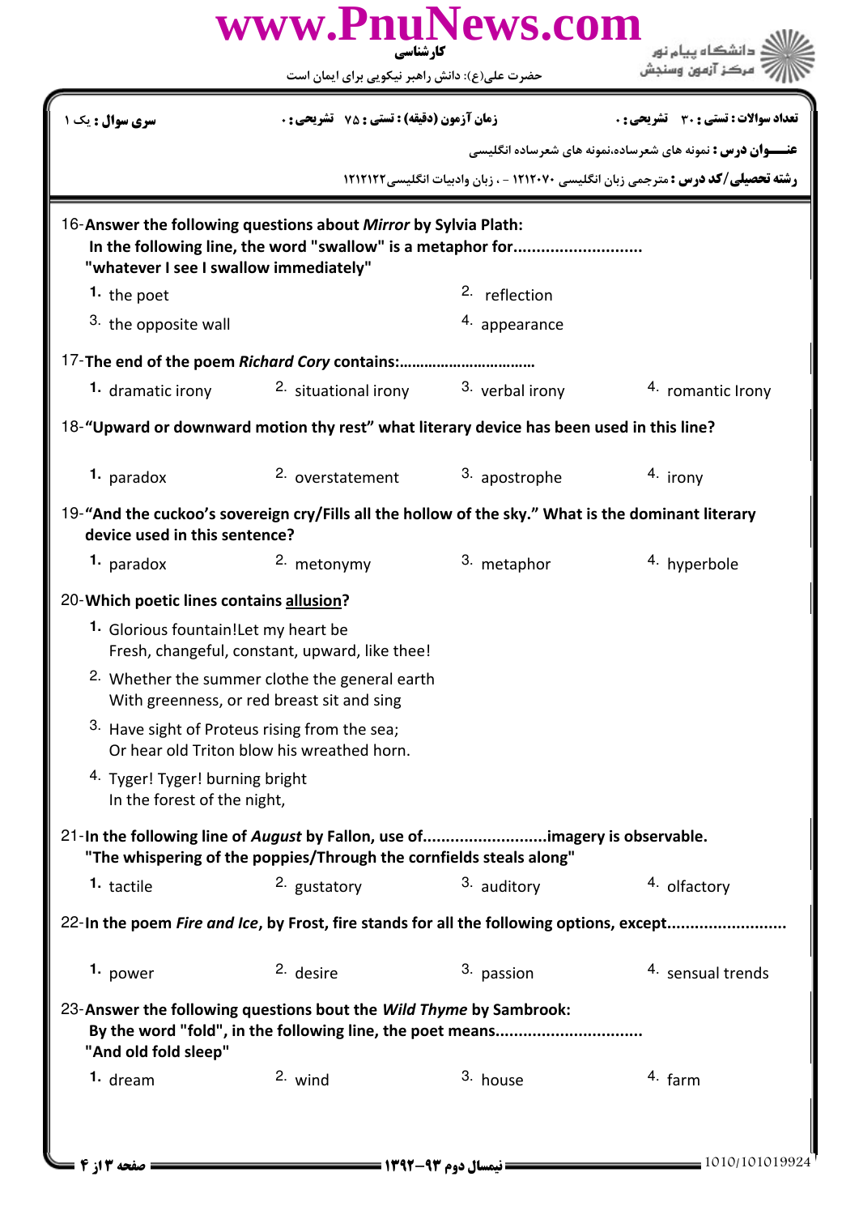16-**Answer the following questions about *Mirror* by Sylvia Plath:**
**In the following line, the word "swallow" is a metaphor for............................**
**"whatever I see I swallow immediately"**

1. the poet
2. reflection
3. the opposite wall
4. appearance

17-**The end of the poem *Richard Cory* contains:...............................**

1. dramatic irony
2. situational irony
3. verbal irony
4. romantic Irony

18-**"Upward or downward motion thy rest" what literary device has been used in this line?**

1. paradox
2. overstatement
3. apostrophe
4. irony

19-**"And the cuckoo's sovereign cry/Fills all the hollow of the sky." What is the dominant literary device used in this sentence?**

1. paradox
2. metonymy
3. metaphor
4. hyperbole

20-**Which poetic lines contains <u>allusion</u>?**

1. Glorious fountain!Let my heart be
   Fresh, changeful, constant, upward, like thee!
2. Whether the summer clothe the general earth
   With greenness, or red breast sit and sing
3. Have sight of Proteus rising from the sea;
   Or hear old Triton blow his wreathed horn.
4. Tyger! Tyger! burning bright
   In the forest of the night,

21-**In the following line of *August* by Fallon, use of..........................imagery is observable.**
**"The whispering of the poppies/Through the cornfields steals along"**

1. tactile
2. gustatory
3. auditory
4. olfactory

22-**In the poem *Fire and Ice*, by Frost, fire stands for all the following options, except.........................**

1. power
2. desire
3. passion
4. sensual trends

23-**Answer the following questions bout the *Wild Thyme* by Sambrook:**
**By the word "fold", in the following line, the poet means...............................**
**"And old fold sleep"**

1. dream
2. wind
3. house
4. farm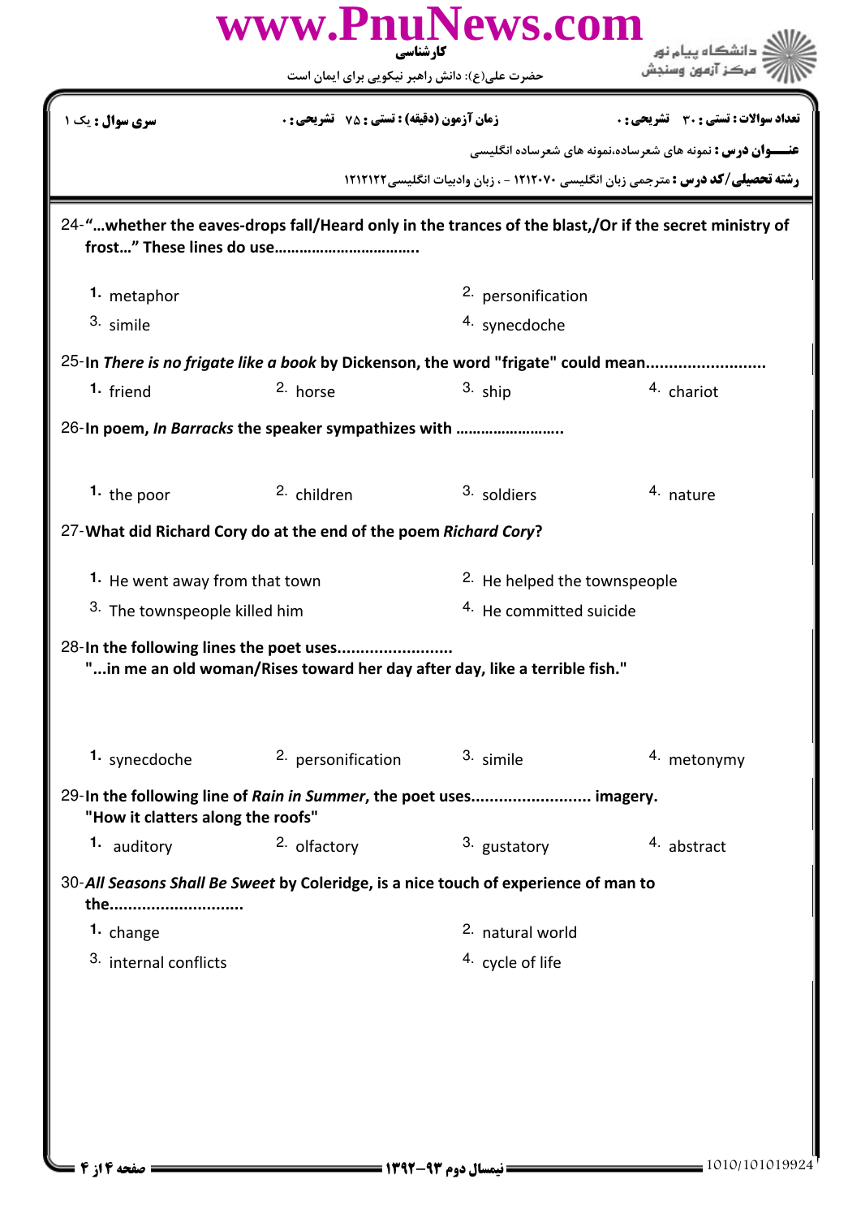24-"…whether the eaves-drops fall/Heard only in the trances of the blast,/Or if the secret ministry of frost…" These lines do use……………………………

1. metaphor
2. personification
3. simile
4. synecdoche

25-In *There is no frigate like a book* by Dickenson, the word "frigate" could mean..........................

1. friend
2. horse
3. ship
4. chariot

26-In poem, *In Barracks* the speaker sympathizes with ……………………..

1. the poor
2. children
3. soldiers
4. nature

27-What did Richard Cory do at the end of the poem *Richard Cory*?

1. He went away from that town
2. He helped the townspeople
3. The townspeople killed him
4. He committed suicide

28-In the following lines the poet uses........................
"...in me an old woman/Rises toward her day after day, like a terrible fish."

1. synecdoche
2. personification
3. simile
4. metonymy

29-In the following line of *Rain in Summer*, the poet uses......................... imagery.
"How it clatters along the roofs"

1. auditory
2. olfactory
3. gustatory
4. abstract

30-*All Seasons Shall Be Sweet* by Coleridge, is a nice touch of experience of man to the............................

1. change
2. natural world
3. internal conflicts
4. cycle of life